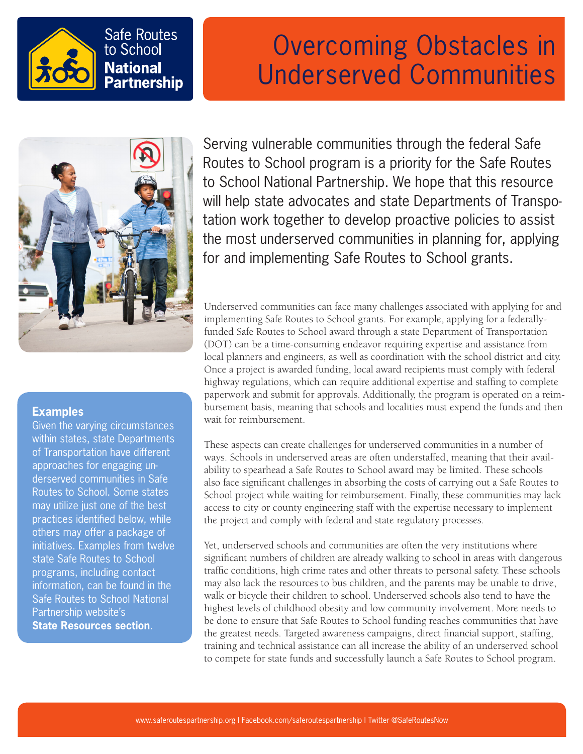Safe Routes to School **National Partnership**

# Overcoming Obstacles in Underserved Communities

Serving vulnerable communities through the federal Safe Routes to School program is a priority for the Safe Routes to School National Partnership. We hope that this resource will help state advocates and state Departments of Transportation work together to develop proactive policies to assist the most underserved communities in planning for, applying for and implementing Safe Routes to School grants.

Underserved communities can face many challenges associated with applying for and implementing Safe Routes to School grants. For example, applying for a federally-funded Safe Routes to School award through a state Department of Transportation (DOT) can be a time-consuming endeavor requiring expertise and assistance from local planners and engineers, as well as coordination with the school district and city. Once a project is awarded funding, local award recipients must comply with federal highway regulations, which can require additional expertise and staffing to complete paperwork and submit for approvals. Additionally, the program is operated on a reimbursement basis, meaning that schools and localities must expend the funds and then wait for reimbursement.

These aspects can create challenges for underserved communities in a number of ways. Schools in underserved areas are often understaffed, meaning that their availability to spearhead a Safe Routes to School award may be limited. These schools also face significant challenges in absorbing the costs of carrying out a Safe Routes to School project while waiting for reimbursement. Finally, these communities may lack access to city or county engineering staff with the expertise necessary to implement the project and comply with federal and state regulatory processes.

Yet, underserved schools and communities are often the very institutions where significant numbers of children are already walking to school in areas with dangerous traffic conditions, high crime rates and other threats to personal safety. These schools may also lack the resources to bus children, and the parents may be unable to drive, walk or bicycle their children to school. Underserved schools also tend to have the highest levels of childhood obesity and low community involvement. More needs to be done to ensure that Safe Routes to School funding reaches communities that have the greatest needs. Targeted awareness campaigns, direct financial support, staffing, training and technical assistance can all increase the ability of an underserved school to compete for state funds and successfully launch a Safe Routes to School program.

**Examples**

Given the varying circumstances within states, state Departments of Transportation have different approaches for engaging underserved communities in Safe Routes to School. Some states may utilize just one of the best practices identified below, while others may offer a package of initiatives. Examples from twelve state Safe Routes to School programs, including contact information, can be found in the Safe Routes to School National Partnership website's **State Resources section**.

www.saferoutespartnership.org | Facebook.com/saferoutespartnership | Twitter @SafeRoutesNow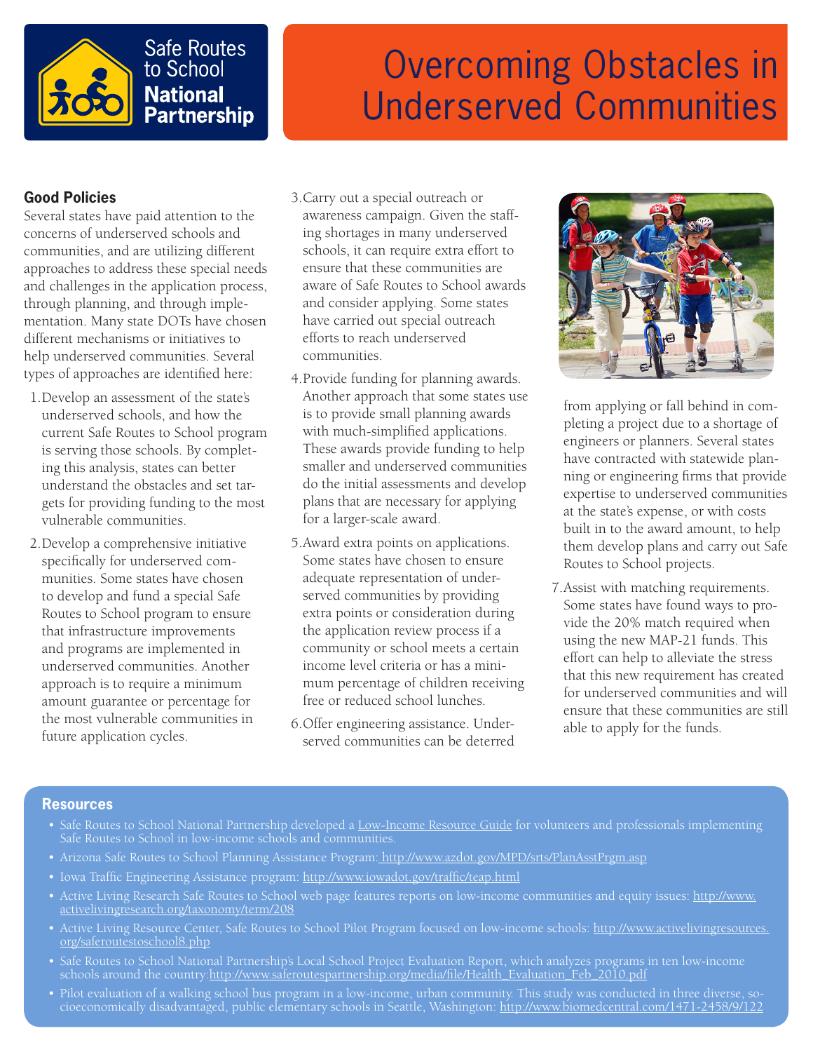Safe Routes to School National Partnership

# Overcoming Obstacles in Underserved Communities

## Good Policies

Several states have paid attention to the concerns of underserved schools and communities, and are utilizing different approaches to address these special needs and challenges in the application process, through planning, and through implementation. Many state DOTs have chosen different mechanisms or initiatives to help underserved communities. Several types of approaches are identified here:

1. Develop an assessment of the state's underserved schools, and how the current Safe Routes to School program is serving those schools. By completing this analysis, states can better understand the obstacles and set targets for providing funding to the most vulnerable communities.
2. Develop a comprehensive initiative specifically for underserved communities. Some states have chosen to develop and fund a special Safe Routes to School program to ensure that infrastructure improvements and programs are implemented in underserved communities. Another approach is to require a minimum amount guarantee or percentage for the most vulnerable communities in future application cycles.
3. Carry out a special outreach or awareness campaign. Given the staffing shortages in many underserved schools, it can require extra effort to ensure that these communities are aware of Safe Routes to School awards and consider applying. Some states have carried out special outreach efforts to reach underserved communities.
4. Provide funding for planning awards. Another approach that some states use is to provide small planning awards with much-simplified applications. These awards provide funding to help smaller and underserved communities do the initial assessments and develop plans that are necessary for applying for a larger-scale award.
5. Award extra points on applications. Some states have chosen to ensure adequate representation of underserved communities by providing extra points or consideration during the application review process if a community or school meets a certain income level criteria or has a minimum percentage of children receiving free or reduced school lunches.
6. Offer engineering assistance. Underserved communities can be deterred from applying or fall behind in completing a project due to a shortage of engineers or planners. Several states have contracted with statewide planning or engineering firms that provide expertise to underserved communities at the state's expense, or with costs built in to the award amount, to help them develop plans and carry out Safe Routes to School projects.
7. Assist with matching requirements. Some states have found ways to provide the 20% match required when using the new MAP-21 funds. This effort can help to alleviate the stress that this new requirement has created for underserved communities and will ensure that these communities are still able to apply for the funds.

## Resources

- Safe Routes to School National Partnership developed a Low-Income Resource Guide for volunteers and professionals implementing Safe Routes to School in low-income schools and communities.
- Arizona Safe Routes to School Planning Assistance Program: http://www.azdot.gov/MPD/srts/PlanAsstPrgm.asp
- Iowa Traffic Engineering Assistance program: http://www.iowadot.gov/traffic/teap.html
- Active Living Research Safe Routes to School web page features reports on low-income communities and equity issues: http://www.activelivingresearch.org/taxonomy/term/208
- Active Living Resource Center, Safe Routes to School Pilot Program focused on low-income schools: http://www.activelivingresources.org/saferoutestoschool8.php
- Safe Routes to School National Partnership's Local School Project Evaluation Report, which analyzes programs in ten low-income schools around the country:http://www.saferoutespartnership.org/media/file/Health_Evaluation_Feb_2010.pdf
- Pilot evaluation of a walking school bus program in a low-income, urban community. This study was conducted in three diverse, socioeconomically disadvantaged, public elementary schools in Seattle, Washington: http://www.biomedcentral.com/1471-2458/9/122